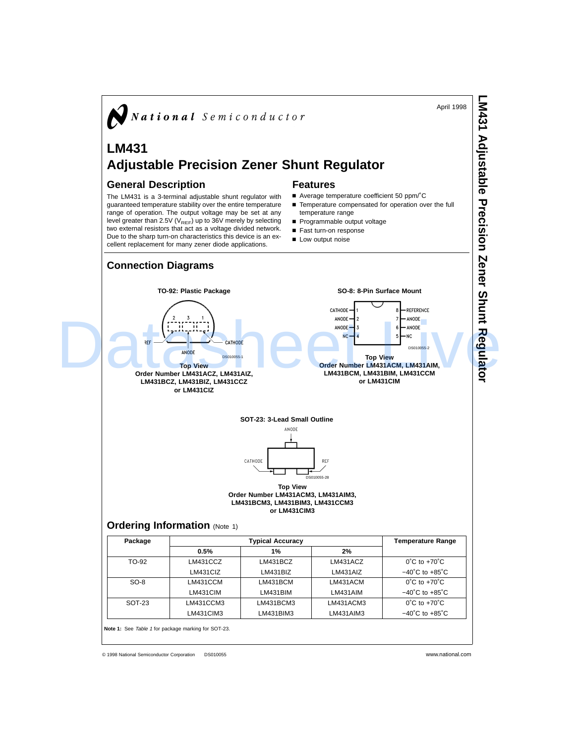April 1998

National Semiconductor

# LM431
# Adjustable Precision Zener Shunt Regulator

## General Description

The LM431 is a 3-terminal adjustable shunt regulator with guaranteed temperature stability over the entire temperature range of operation. The output voltage may be set at any level greater than 2.5V ($V_{REF}$) up to 36V merely by selecting two external resistors that act as a voltage divided network. Due to the sharp turn-on characteristics this device is an excellent replacement for many zener diode applications.

## Features

- Average temperature coefficient 50 ppm/°C
- Temperature compensated for operation over the full temperature range
- Programmable output voltage
- Fast turn-on response
- Low output noise

## Connection Diagrams

**TO-92: Plastic Package**

REF, ANODE, CATHODE (pins 2, 3, 1)

DS010055-1

**Top View**
**Order Number LM431ACZ, LM431AIZ, LM431BCZ, LM431BIZ, LM431CCZ or LM431CIZ**

**SO-8: 8-Pin Surface Mount**

| Pin | Name | Pin | Name |
|---|---|---|---|
| 1 | CATHODE | 8 | REFERENCE |
| 2 | ANODE | 7 | ANODE |
| 3 | ANODE | 6 | ANODE |
| 4 | NC | 5 | NC |

DS010055-2

**Top View**
**Order Number LM431ACM, LM431AIM, LM431BCM, LM431BIM, LM431CCM or LM431CIM**

**SOT-23: 3-Lead Small Outline**

ANODE, CATHODE, REF

DS010055-28

**Top View**
**Order Number LM431ACM3, LM431AIM3, LM431BCM3, LM431BIM3, LM431CCM3 or LM431CIM3**

## Ordering Information (Note 1)

| Package | Typical Accuracy | | | Temperature Range |
|---|---|---|---|---|
| | 0.5% | 1% | 2% | |
| TO-92 | LM431CCZ | LM431BCZ | LM431ACZ | 0°C to +70°C |
| | LM431CIZ | LM431BIZ | LM431AIZ | −40°C to +85°C |
| SO-8 | LM431CCM | LM431BCM | LM431ACM | 0°C to +70°C |
| | LM431CIM | LM431BIM | LM431AIM | −40°C to +85°C |
| SOT-23 | LM431CCM3 | LM431BCM3 | LM431ACM3 | 0°C to +70°C |
| | LM431CIM3 | LM431BIM3 | LM431AIM3 | −40°C to +85°C |

**Note 1:** See *Table 1* for package marking for SOT-23.

© 1998 National Semiconductor Corporation DS010055 www.national.com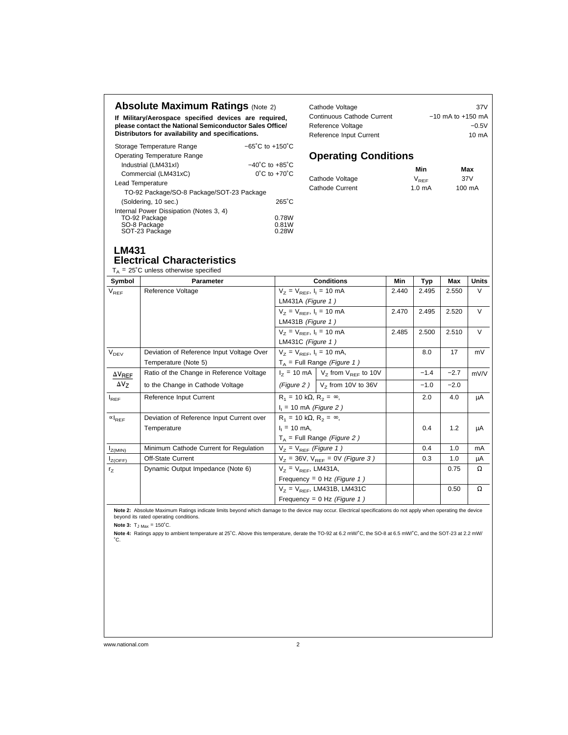## Absolute Maximum Ratings (Note 2)

**If Military/Aerospace specified devices are required, please contact the National Semiconductor Sales Office/ Distributors for availability and specifications.**

| | |
|---|---|
| Storage Temperature Range | −65˚C to +150˚C |
| Operating Temperature Range | |
| Industrial (LM431xI) | −40˚C to +85˚C |
| Commercial (LM431xC) | 0˚C to +70˚C |
| Lead Temperature | |
| TO-92 Package/SO-8 Package/SOT-23 Package | |
| (Soldering, 10 sec.) | 265˚C |
| Internal Power Dissipation (Notes 3, 4) | |
| TO-92 Package | 0.78W |
| SO-8 Package | 0.81W |
| SOT-23 Package | 0.28W |
| Cathode Voltage | 37V |
| Continuous Cathode Current | −10 mA to +150 mA |
| Reference Voltage | −0.5V |
| Reference Input Current | 10 mA |

## Operating Conditions

| | Min | Max |
|---|---|---|
| Cathode Voltage | $V_{REF}$ | 37V |
| Cathode Current | 1.0 mA | 100 mA |

## LM431 Electrical Characteristics

$T_A$ = 25˚C unless otherwise specified

| Symbol | Parameter | Conditions | | Min | Typ | Max | Units |
|---|---|---|---|---|---|---|---|
| $V_{REF}$ | Reference Voltage | $V_Z = V_{REF}$, $I_I$ = 10 mA LM431A *(Figure 1 )* | | 2.440 | 2.495 | 2.550 | V |
| | | $V_Z = V_{REF}$, $I_I$ = 10 mA LM431B *(Figure 1 )* | | 2.470 | 2.495 | 2.520 | V |
| | | $V_Z = V_{REF}$, $I_I$ = 10 mA LM431C *(Figure 1 )* | | 2.485 | 2.500 | 2.510 | V |
| $V_{DEV}$ | Deviation of Reference Input Voltage Over Temperature (Note 5) | $V_Z = V_{REF}$, $I_I$ = 10 mA, $T_A$ = Full Range *(Figure 1 )* | | | 8.0 | 17 | mV |
| $\frac{\Delta V_{REF}}{\Delta V_Z}$ | Ratio of the Change in Reference Voltage to the Change in Cathode Voltage | $I_Z$ = 10 mA *(Figure 2 )* | $V_Z$ from $V_{REF}$ to 10V | | −1.4 | −2.7 | mV/V |
| | | | $V_Z$ from 10V to 36V | | −1.0 | −2.0 | |
| $I_{REF}$ | Reference Input Current | $R_1$ = 10 kΩ, $R_2$ = ∞, $I_I$ = 10 mA *(Figure 2 )* | | | 2.0 | 4.0 | µA |
| $\alpha I_{REF}$ | Deviation of Reference Input Current over Temperature | $R_1$ = 10 kΩ, $R_2$ = ∞, $I_I$ = 10 mA, $T_A$ = Full Range *(Figure 2 )* | | | 0.4 | 1.2 | µA |
| $I_{Z(MIN)}$ | Minimum Cathode Current for Regulation | $V_Z = V_{REF}$ *(Figure 1 )* | | | 0.4 | 1.0 | mA |
| $I_{Z(OFF)}$ | Off-State Current | $V_Z$ = 36V, $V_{REF}$ = 0V *(Figure 3 )* | | | 0.3 | 1.0 | µA |
| $r_Z$ | Dynamic Output Impedance (Note 6) | $V_Z = V_{REF}$, LM431A, Frequency = 0 Hz *(Figure 1 )* | | | | 0.75 | Ω |
| | | $V_Z = V_{REF}$, LM431B, LM431C Frequency = 0 Hz *(Figure 1 )* | | | | 0.50 | Ω |

**Note 2:** Absolute Maximum Ratings indicate limits beyond which damage to the device may occur. Electrical specifications do not apply when operating the device beyond its rated operating conditions.

**Note 3:** $T_{J\ Max}$ = 150˚C.

**Note 4:** Ratings appy to ambient temperature at 25˚C. Above this temperature, derate the TO-92 at 6.2 mW/˚C, the SO-8 at 6.5 mW/˚C, and the SOT-23 at 2.2 mW/˚C.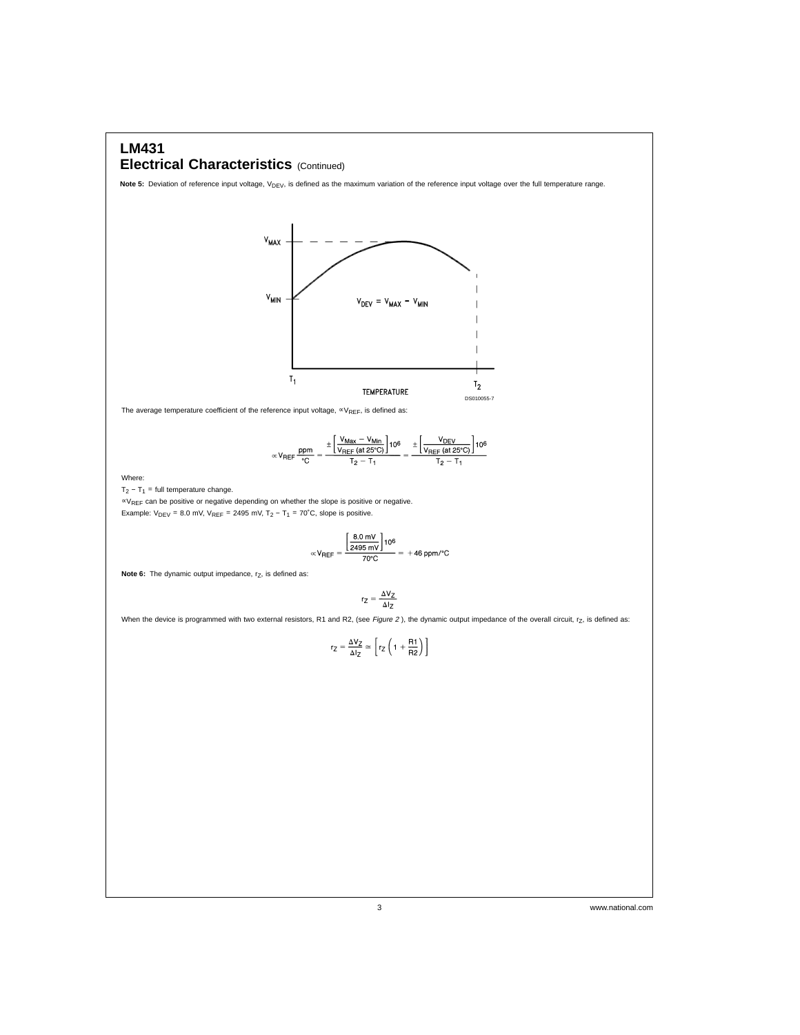## LM431

## Electrical Characteristics (Continued)

**Note 5:** Deviation of reference input voltage, $V_{DEV}$, is defined as the maximum variation of the reference input voltage over the full temperature range.

DS010055-7

The average temperature coefficient of the reference input voltage, $\propto V_{REF}$, is defined as:

$$\propto V_{REF} \frac{\text{ppm}}{°\text{C}} = \frac{\pm \left[ \frac{V_{Max} - V_{Min}}{V_{REF}\ (\text{at } 25°\text{C})} \right] 10^6}{T_2 - T_1} = \frac{\pm \left[ \frac{V_{DEV}}{V_{REF}\ (\text{at } 25°\text{C})} \right] 10^6}{T_2 - T_1}$$

Where:

$T_2 - T_1$ = full temperature change.

$\propto V_{REF}$ can be positive or negative depending on whether the slope is positive or negative.

Example: $V_{DEV}$ = 8.0 mV, $V_{REF}$ = 2495 mV, $T_2 - T_1$ = 70˚C, slope is positive.

$$\propto V_{REF} = \frac{\left[ \frac{8.0\text{ mV}}{2495\text{ mV}} \right] 10^6}{70°\text{C}} = +46\text{ ppm/°C}$$

**Note 6:** The dynamic output impedance, $r_Z$, is defined as:

$$r_Z = \frac{\Delta V_Z}{\Delta I_Z}$$

When the device is programmed with two external resistors, R1 and R2, (see *Figure 2* ), the dynamic output impedance of the overall circuit, $r_Z$, is defined as:

$$r_Z = \frac{\Delta V_Z}{\Delta I_Z} \cong \left[ r_Z \left( 1 + \frac{R1}{R2} \right) \right]$$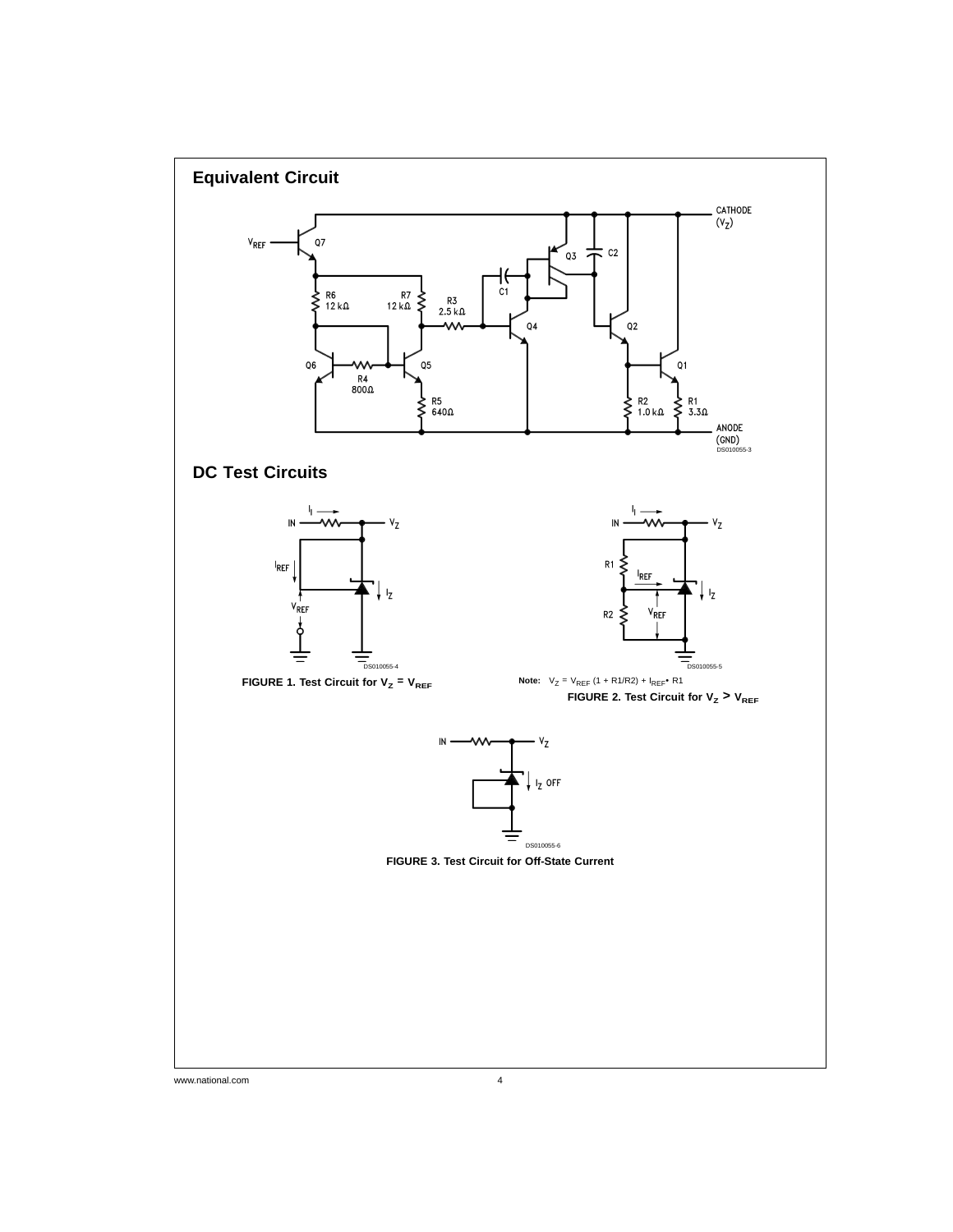## Equivalent Circuit

DS010055-3

## DC Test Circuits

DS010055-4

**FIGURE 1. Test Circuit for $V_Z = V_{REF}$**

DS010055-5

**Note:** $V_Z = V_{REF} (1 + R1/R2) + I_{REF} \bullet R1$

**FIGURE 2. Test Circuit for $V_Z > V_{REF}$**

DS010055-6

**FIGURE 3. Test Circuit for Off-State Current**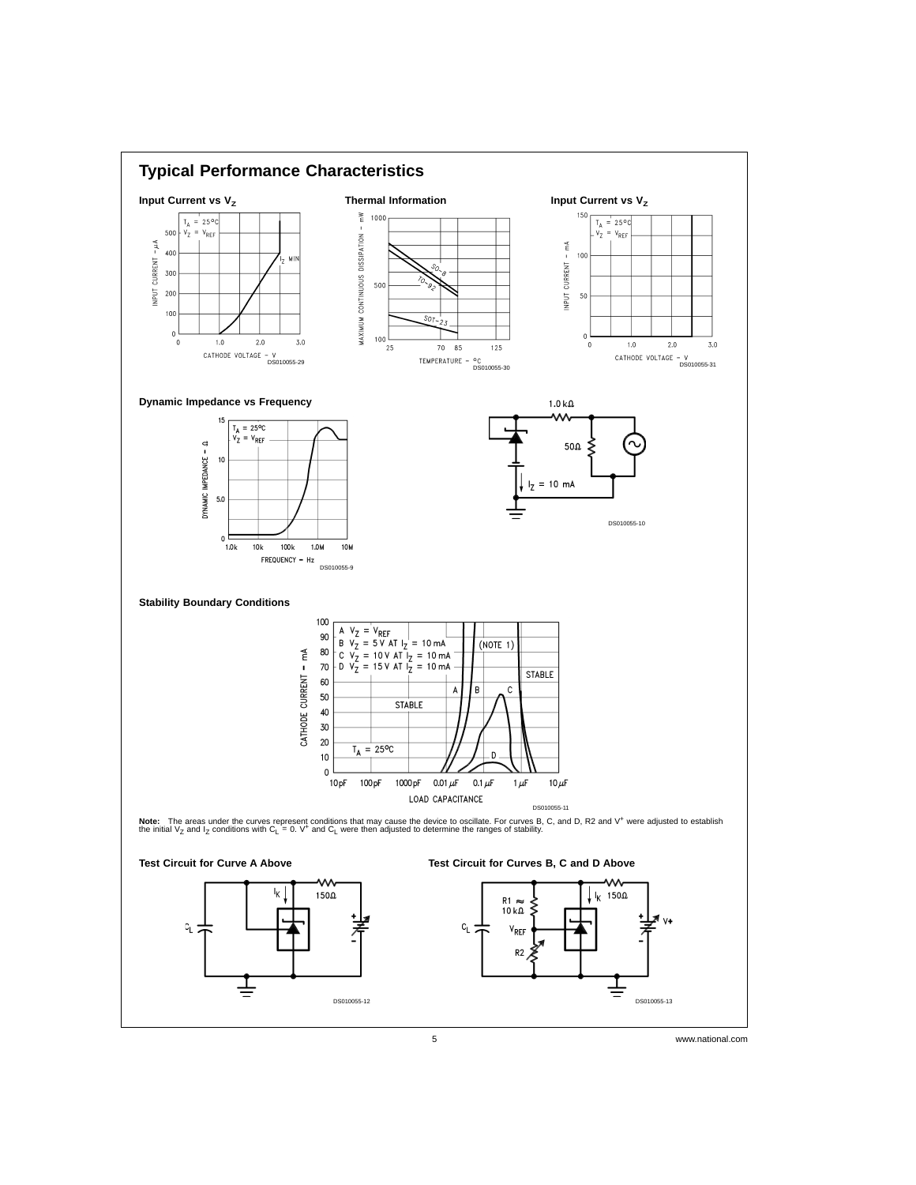## Typical Performance Characteristics

**Input Current vs $V_Z$**

DS010055-29

**Thermal Information**

DS010055-30

**Input Current vs $V_Z$**

DS010055-31

**Dynamic Impedance vs Frequency**

DS010055-9

DS010055-10

**Stability Boundary Conditions**

DS010055-11

**Note:** The areas under the curves represent conditions that may cause the device to oscillate. For curves B, C, and D, R2 and $V^+$ were adjusted to establish the initial $V_Z$ and $I_Z$ conditions with $C_L = 0$. $V^+$ and $C_L$ were then adjusted to determine the ranges of stability.

**Test Circuit for Curve A Above**

DS010055-12

**Test Circuit for Curves B, C and D Above**

DS010055-13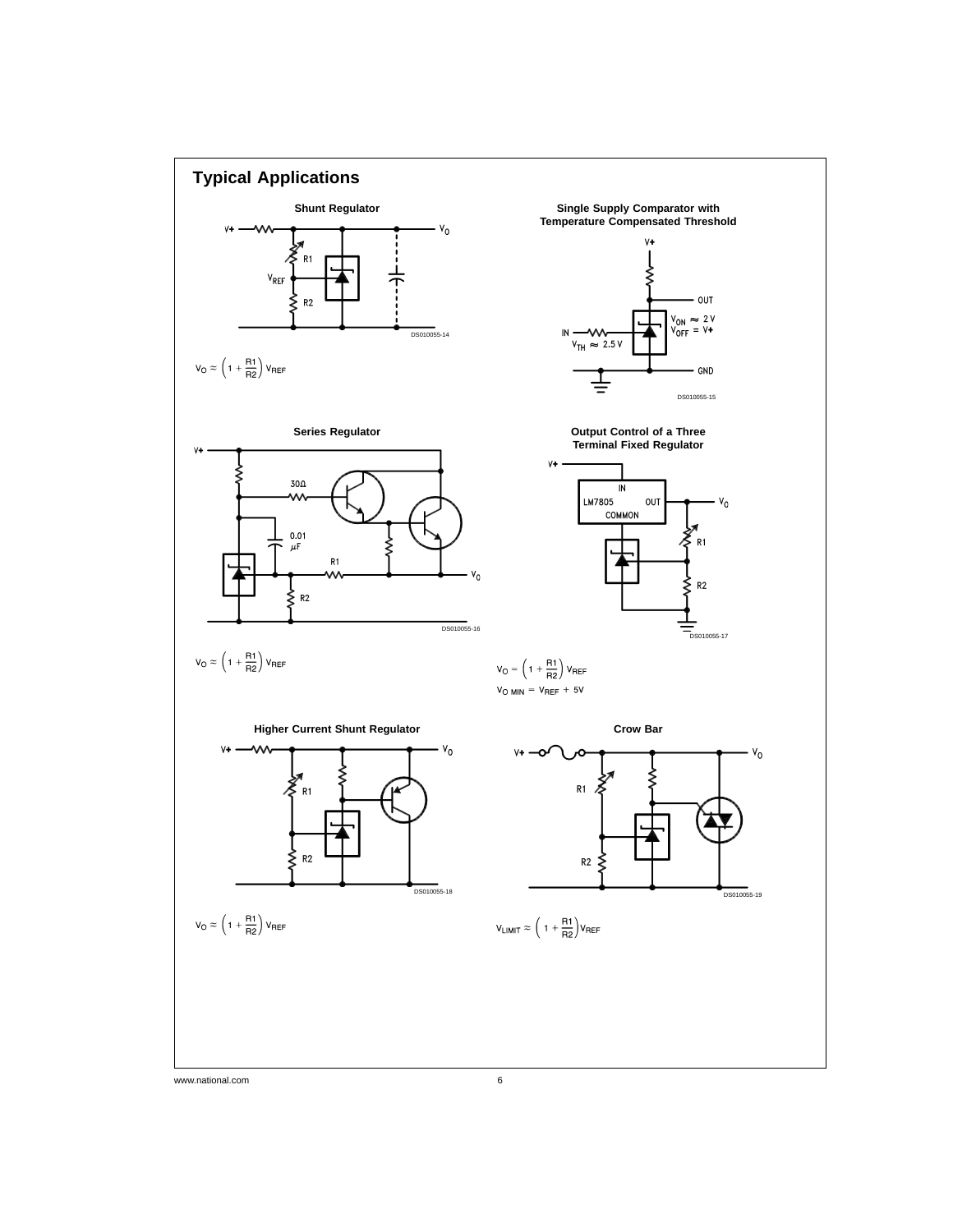## Typical Applications

**Shunt Regulator**

$$V_O \approx \left(1 + \frac{R1}{R2}\right) V_{REF}$$

**Single Supply Comparator with Temperature Compensated Threshold**

**Series Regulator**

$$V_O \approx \left(1 + \frac{R1}{R2}\right) V_{REF}$$

**Output Control of a Three Terminal Fixed Regulator**

$$V_O = \left(1 + \frac{R1}{R2}\right) V_{REF}$$

$$V_{O\ MIN} = V_{REF} + 5V$$

**Higher Current Shunt Regulator**

$$V_O \approx \left(1 + \frac{R1}{R2}\right) V_{REF}$$

**Crow Bar**

$$V_{LIMIT} \approx \left(1 + \frac{R1}{R2}\right) V_{REF}$$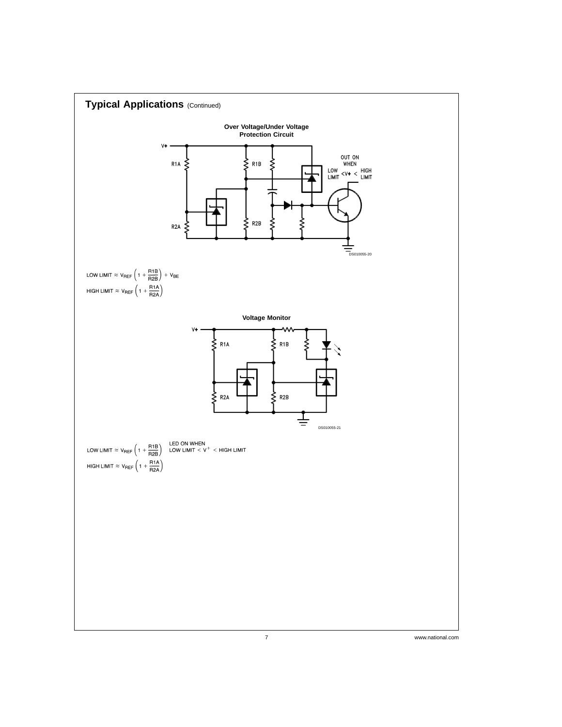## Typical Applications (Continued)

**Over Voltage/Under Voltage Protection Circuit**

OUT ON WHEN LOW LIMIT < V+ < HIGH LIMIT

DS010055-20

$$\text{LOW LIMIT} \approx V_{REF}\left(1 + \frac{R1B}{R2B}\right) + V_{BE}$$

$$\text{HIGH LIMIT} \approx V_{REF}\left(1 + \frac{R1A}{R2A}\right)$$

**Voltage Monitor**

DS010055-21

$$\text{LOW LIMIT} \approx V_{REF}\left(1 + \frac{R1B}{R2B}\right)$$

LED ON WHEN LOW LIMIT $< V^{+} <$ HIGH LIMIT

$$\text{HIGH LIMIT} \approx V_{REF}\left(1 + \frac{R1A}{R2A}\right)$$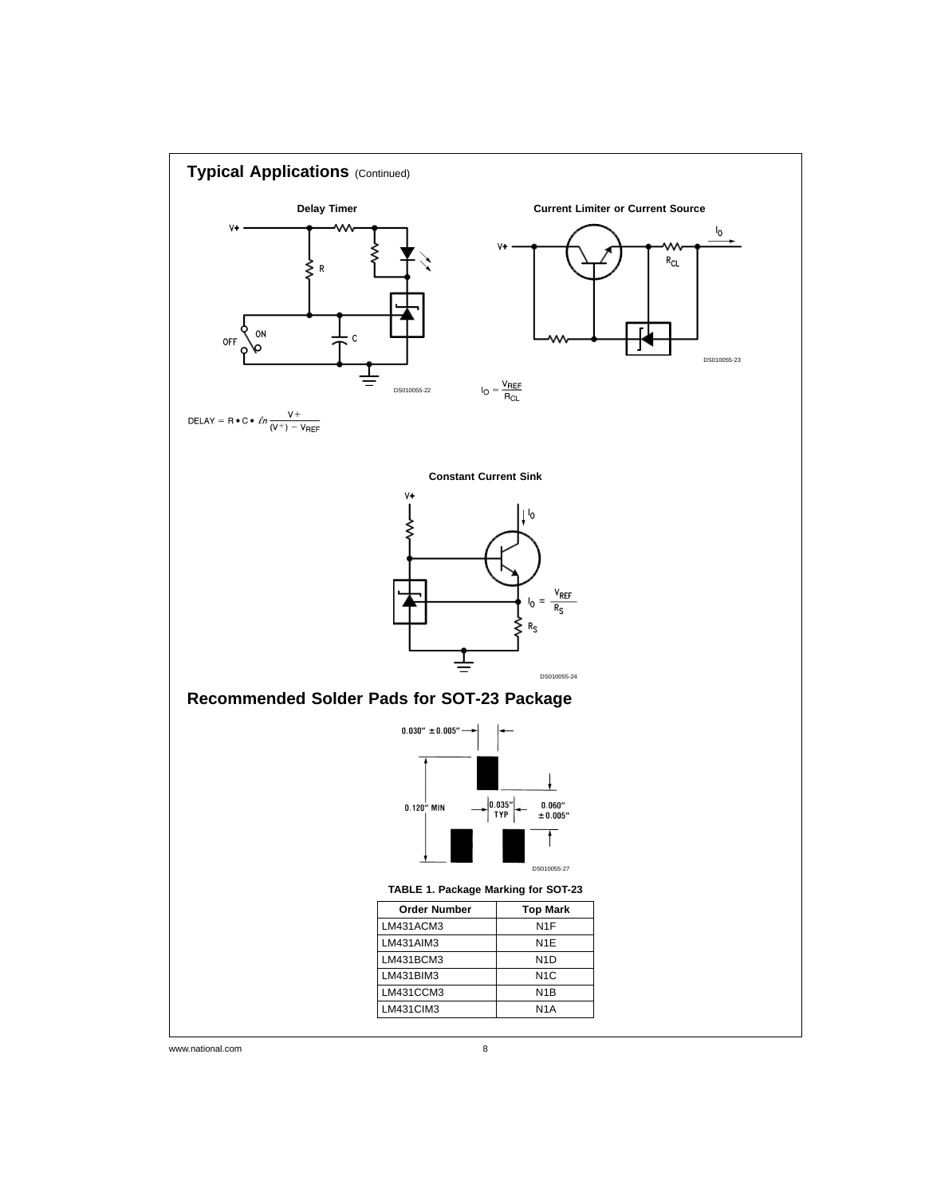## Typical Applications (Continued)

**Delay Timer**

DS010055-22

$$\text{DELAY} = R \bullet C \bullet \ell n \frac{V+}{(V^+) - V_{REF}}$$

**Current Limiter or Current Source**

DS010055-23

$$I_O = \frac{V_{REF}}{R_{CL}}$$

**Constant Current Sink**

$$I_O = \frac{V_{REF}}{R_S}$$

DS010055-24

## Recommended Solder Pads for SOT-23 Package

0.030″ ± 0.005″

0.120″ MIN

0.035″ TYP

0.060″ ± 0.005″

DS010055-27

**TABLE 1. Package Marking for SOT-23**

| Order Number | Top Mark |
|---|---|
| LM431ACM3 | N1F |
| LM431AIM3 | N1E |
| LM431BCM3 | N1D |
| LM431BIM3 | N1C |
| LM431CCM3 | N1B |
| LM431CIM3 | N1A |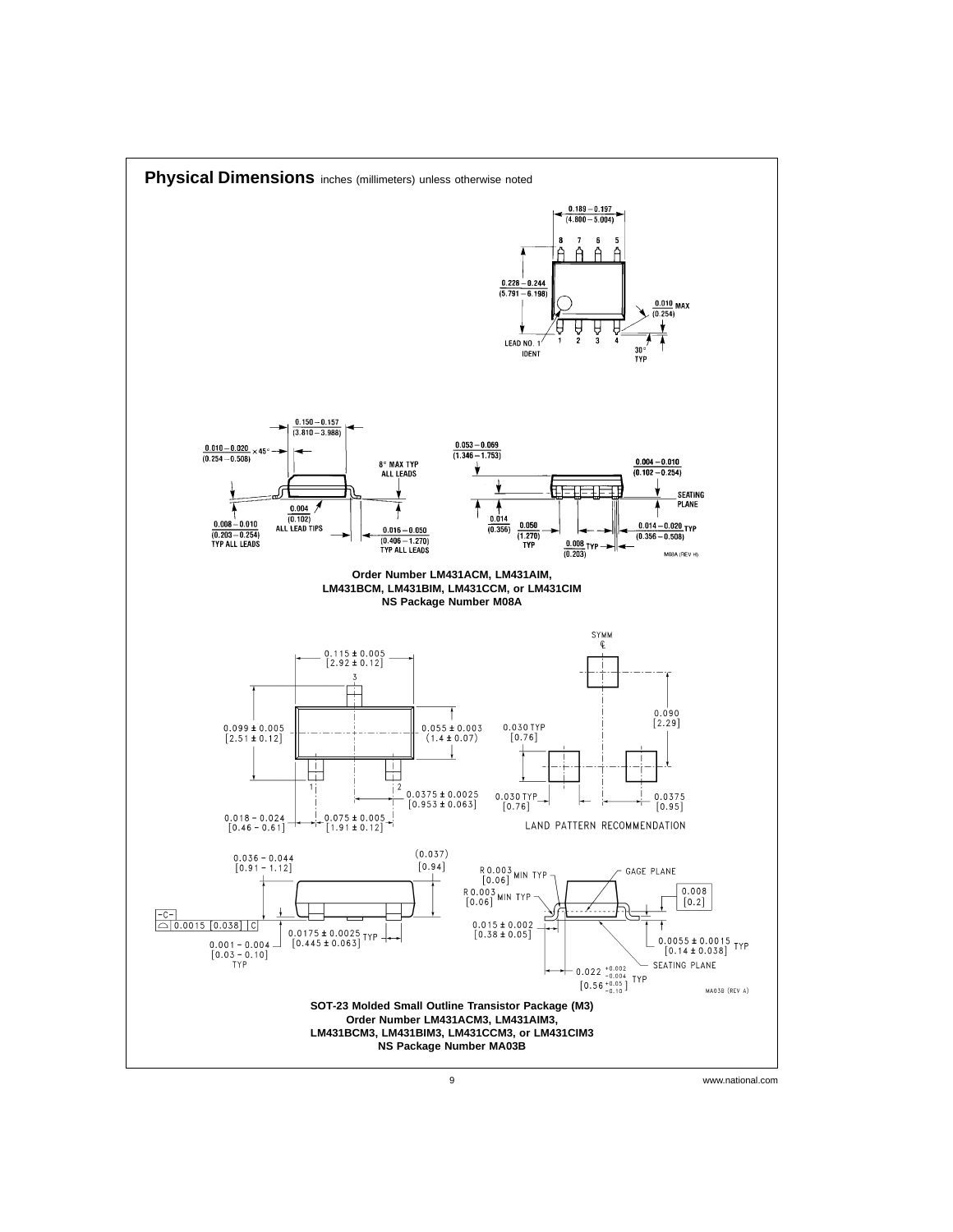## Physical Dimensions inches (millimeters) unless otherwise noted

0.189 − 0.197 (4.800 − 5.004)

8 7 6 5

0.228 − 0.244 (5.791 − 6.198)

0.010 MAX (0.254)

LEAD NO. 1 IDENT

1 2 3 4

30° TYP

0.150 − 0.157 (3.810 − 3.988)

0.010 − 0.020 (0.254 − 0.508) × 45°

8° MAX TYP ALL LEADS

0.053 − 0.069 (1.346 − 1.753)

0.004 − 0.010 (0.102 − 0.254)

SEATING PLANE

0.004 (0.102) ALL LEAD TIPS

0.008 − 0.010 (0.203 − 0.254) TYP ALL LEADS

0.016 − 0.050 (0.406 − 1.270) TYP ALL LEADS

0.014 (0.356)

0.050 (1.270) TYP

0.008 TYP (0.203)

0.014 − 0.020 TYP (0.356 − 0.508)

M08A (REV H)

**Order Number LM431ACM, LM431AIM,**
**LM431BCM, LM431BIM, LM431CCM, or LM431CIM**
**NS Package Number M08A**

0.115 ± 0.005 [2.92 ± 0.12]

3

0.099 ± 0.005 [2.51 ± 0.12]

0.055 ± 0.003 (1.4 ± 0.07)

1 2

0.0375 ± 0.0025 [0.953 ± 0.063]

0.018 − 0.024 [0.46 − 0.61]

0.075 ± 0.005 [1.91 ± 0.12]

SYMM ℄

0.090 [2.29]

0.030 TYP [0.76]

0.030 TYP [0.76]

0.0375 [0.95]

LAND PATTERN RECOMMENDATION

0.036 − 0.044 [0.91 − 1.12]

(0.037) [0.94]

-C-

⌓ 0.0015 [0.038] C

0.001 − 0.004 [0.03 − 0.10] TYP

0.0175 ± 0.0025 [0.445 ± 0.063] TYP

R 0.003 [0.06] MIN TYP

R 0.003 [0.06] MIN TYP

GAGE PLANE

0.008 [0.2]

0.015 ± 0.002 [0.38 ± 0.05]

0.0055 ± 0.0015 [0.14 ± 0.038] TYP

SEATING PLANE

0.022 $^{+0.002}_{-0.004}$ [0.56 $^{+0.05}_{-0.10}$] TYP

MA03B (REV A)

**SOT-23 Molded Small Outline Transistor Package (M3)**
**Order Number LM431ACM3, LM431AIM3,**
**LM431BCM3, LM431BIM3, LM431CCM3, or LM431CIM3**
**NS Package Number MA03B**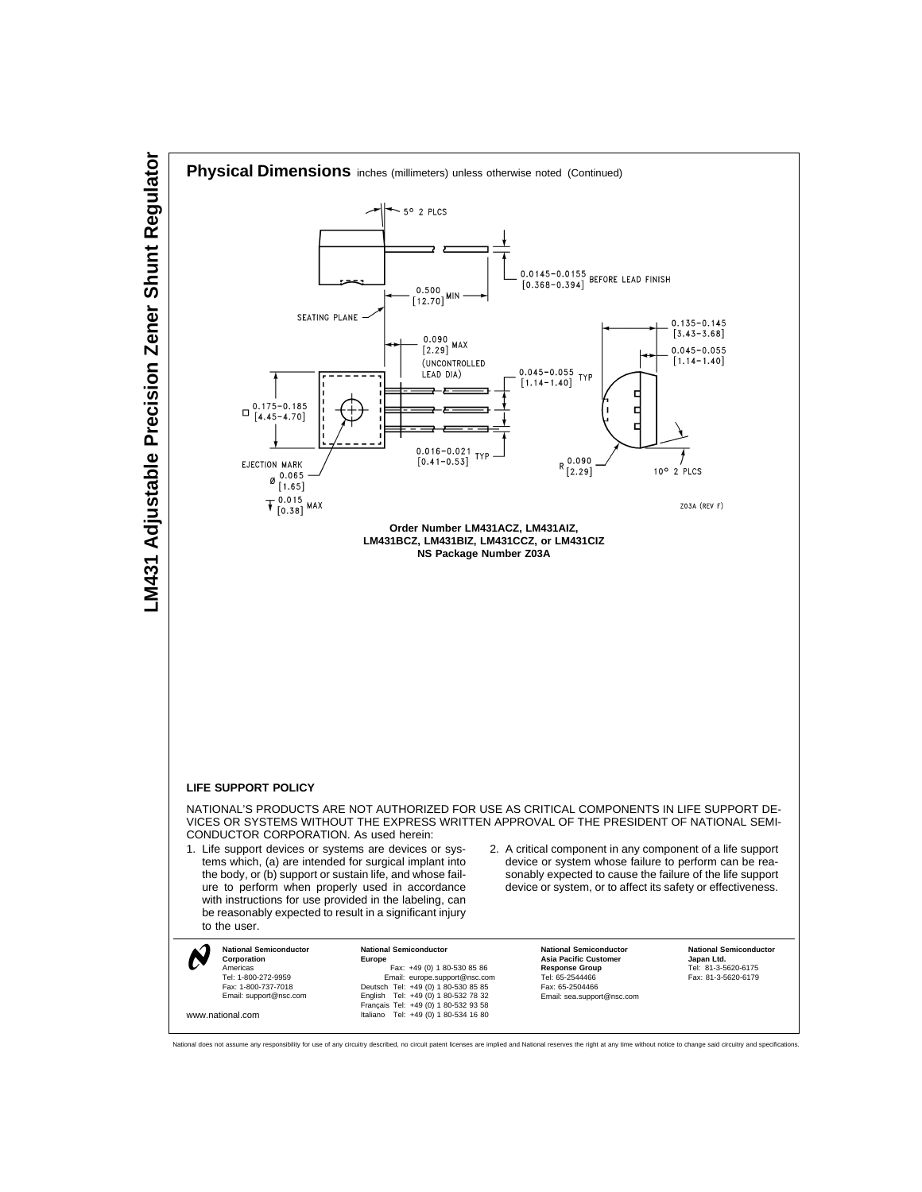## Physical Dimensions inches (millimeters) unless otherwise noted (Continued)

5° 2 PLCS

0.0145–0.0155 [0.368–0.394] BEFORE LEAD FINISH

0.500 [12.70] MIN

SEATING PLANE

0.090 [2.29] MAX (UNCONTROLLED LEAD DIA)

0.135–0.145 [3.43–3.68]

0.045–0.055 [1.14–1.40]

0.045–0.055 [1.14–1.40] TYP

□ 0.175–0.185 [4.45–4.70]

0.016–0.021 [0.41–0.53] TYP

R 0.090 [2.29]

10° 2 PLCS

EJECTION MARK Ø 0.065 [1.65]

0.015 [0.38] MAX

Z03A (REV F)

**Order Number LM431ACZ, LM431AIZ, LM431BCZ, LM431BIZ, LM431CCZ, or LM431CIZ**
**NS Package Number Z03A**

**LIFE SUPPORT POLICY**

NATIONAL'S PRODUCTS ARE NOT AUTHORIZED FOR USE AS CRITICAL COMPONENTS IN LIFE SUPPORT DEVICES OR SYSTEMS WITHOUT THE EXPRESS WRITTEN APPROVAL OF THE PRESIDENT OF NATIONAL SEMICONDUCTOR CORPORATION. As used herein:

1. Life support devices or systems are devices or systems which, (a) are intended for surgical implant into the body, or (b) support or sustain life, and whose failure to perform when properly used in accordance with instructions for use provided in the labeling, can be reasonably expected to result in a significant injury to the user.
2. A critical component in any component of a life support device or system whose failure to perform can be reasonably expected to cause the failure of the life support device or system, or to affect its safety or effectiveness.

**National Semiconductor Corporation**
Americas
Tel: 1-800-272-9959
Fax: 1-800-737-7018
Email: support@nsc.com

www.national.com

**National Semiconductor Europe**
Fax: +49 (0) 1 80-530 85 86
Email: europe.support@nsc.com
Deutsch Tel: +49 (0) 1 80-530 85 85
English Tel: +49 (0) 1 80-532 78 32
Français Tel: +49 (0) 1 80-532 93 58
Italiano Tel: +49 (0) 1 80-534 16 80

**National Semiconductor Asia Pacific Customer Response Group**
Tel: 65-2544466
Fax: 65-2504466
Email: sea.support@nsc.com

**National Semiconductor Japan Ltd.**
Tel: 81-3-5620-6175
Fax: 81-3-5620-6179

National does not assume any responsibility for use of any circuitry described, no circuit patent licenses are implied and National reserves the right at any time without notice to change said circuitry and specifications.